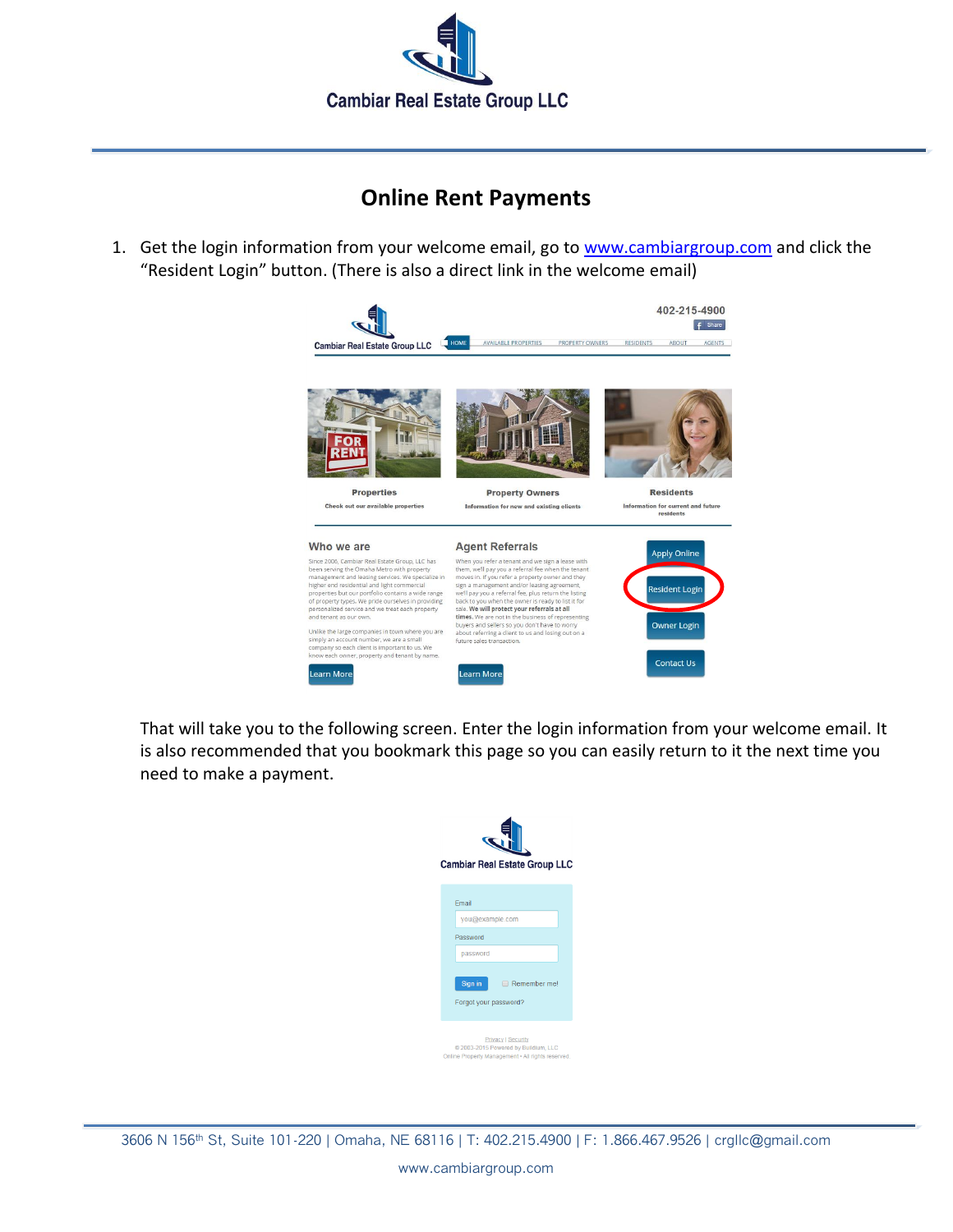Cambiar Real Estate Group LLC

# Online Rent Payments

1. Get the login information from your welcome email, go to [www.cambiargroup.com](http://www.cambiargroup.com) and click the "Resident Login" button. (There is also a direct link in the welcome email)

   That will take you to the following screen. Enter the login information from your welcome email. It is also recommended that you bookmark this page so you can easily return to it the next time you need to make a payment.

3606 N 156th St, Suite 101-220 | Omaha, NE 68116 | T: 402.215.4900 | F: 1.866.467.9526 | crgllc@gmail.com

www.cambiargroup.com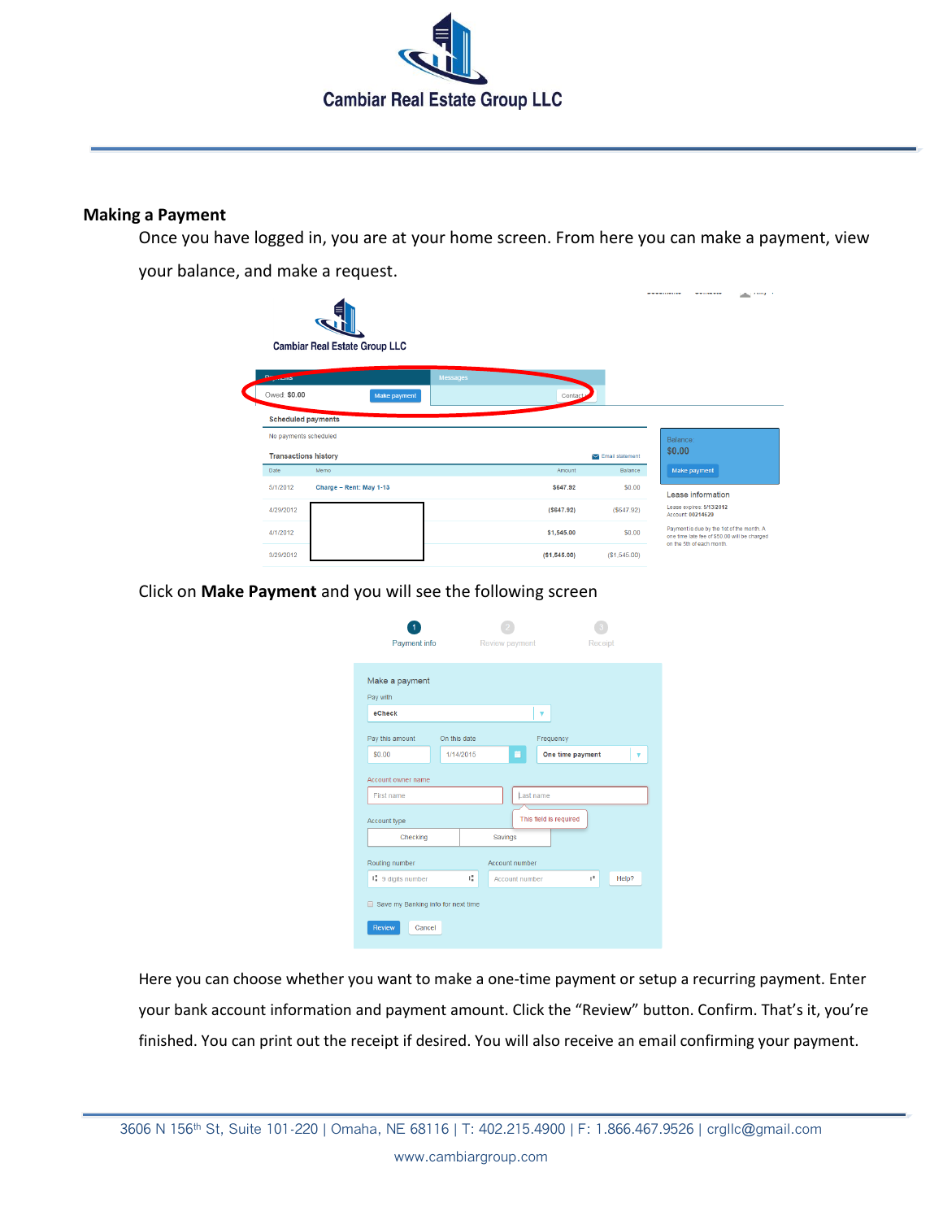## Making a Payment

Once you have logged in, you are at your home screen. From here you can make a payment, view your balance, and make a request.

Click on **Make Payment** and you will see the following screen

Here you can choose whether you want to make a one-time payment or setup a recurring payment. Enter your bank account information and payment amount. Click the "Review" button. Confirm. That's it, you're finished. You can print out the receipt if desired. You will also receive an email confirming your payment.